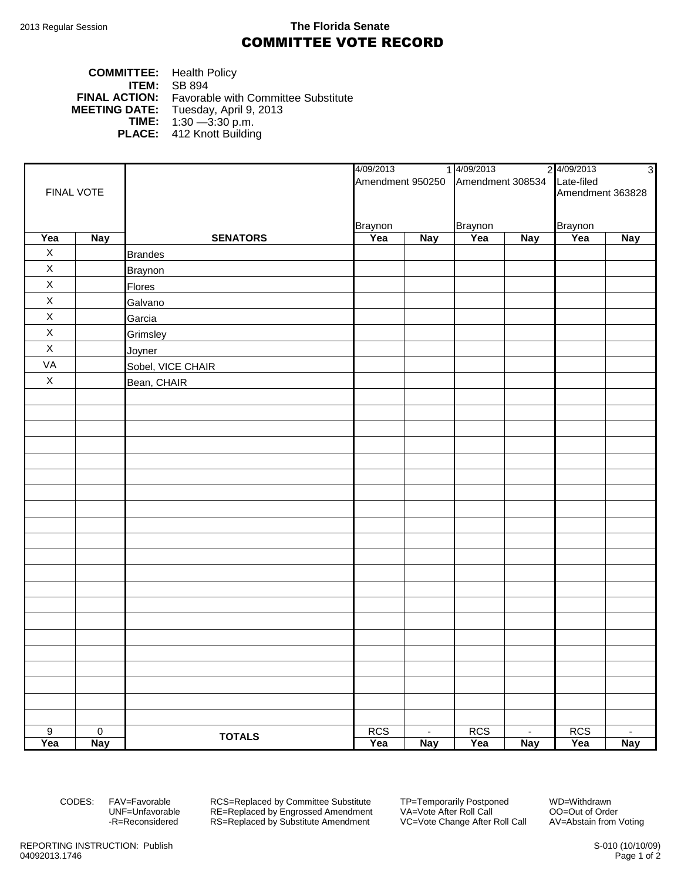2013 Regular Session

**The Florida Senate**

# COMMITTEE VOTE RECORD

**COMMITTEE:** Health Policy
**ITEM:** SB 894
**FINAL ACTION:** Favorable with Committee Substitute
**MEETING DATE:** Tuesday, April 9, 2013
**TIME:** 1:30 —3:30 p.m.
**PLACE:** 412 Knott Building

| FINAL VOTE | | | 4/09/2013 1 Amendment 950250 Braynon | | 4/09/2013 2 Amendment 308534 Braynon | | 4/09/2013 3 Late-filed Amendment 363828 Braynon | |
|---|---|---|---|---|---|---|---|---|
| **Yea** | **Nay** | **SENATORS** | **Yea** | **Nay** | **Yea** | **Nay** | **Yea** | **Nay** |
| X | | Brandes | | | | | | |
| X | | Braynon | | | | | | |
| X | | Flores | | | | | | |
| X | | Galvano | | | | | | |
| X | | Garcia | | | | | | |
| X | | Grimsley | | | | | | |
| X | | Joyner | | | | | | |
| VA | | Sobel, VICE CHAIR | | | | | | |
| X | | Bean, CHAIR | | | | | | |
| 9 | 0 | **TOTALS** | RCS | - | RCS | - | RCS | - |
| **Yea** | **Nay** | | **Yea** | **Nay** | **Yea** | **Nay** | **Yea** | **Nay** |

CODES:
FAV=Favorable
UNF=Unfavorable
-R=Reconsidered
RCS=Replaced by Committee Substitute
RE=Replaced by Engrossed Amendment
RS=Replaced by Substitute Amendment
TP=Temporarily Postponed
VA=Vote After Roll Call
VC=Vote Change After Roll Call
WD=Withdrawn
OO=Out of Order
AV=Abstain from Voting

REPORTING INSTRUCTION: Publish
04092013.1746

S-010 (10/10/09)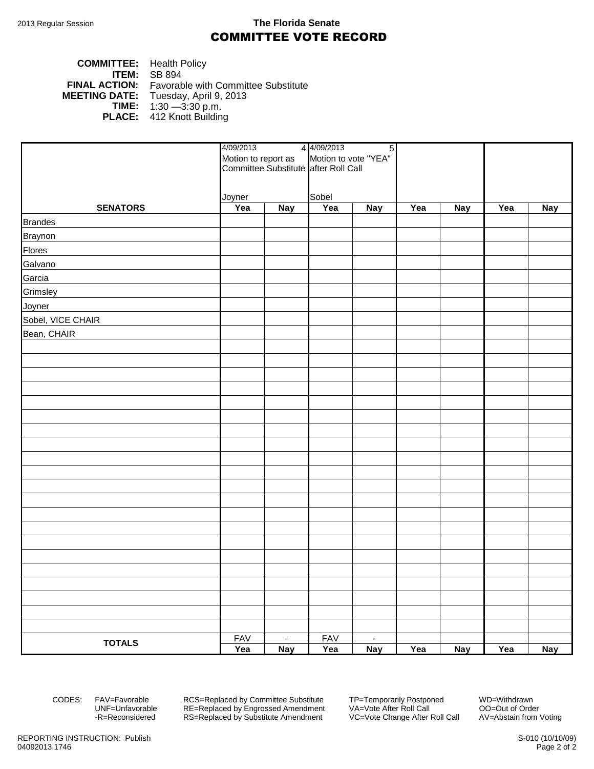2013 Regular Session

**The Florida Senate**

# COMMITTEE VOTE RECORD

**COMMITTEE:** Health Policy
**ITEM:** SB 894
**FINAL ACTION:** Favorable with Committee Substitute
**MEETING DATE:** Tuesday, April 9, 2013
**TIME:** 1:30 —3:30 p.m.
**PLACE:** 412 Knott Building

| | 4/09/2013 4 Motion to report as Committee Substitute Joyner | | 4/09/2013 5 Motion to vote "YEA" after Roll Call Sobel | | | | | |
|---|---|---|---|---|---|---|---|---|
| **SENATORS** | **Yea** | **Nay** | **Yea** | **Nay** | **Yea** | **Nay** | **Yea** | **Nay** |
| Brandes | | | | | | | | |
| Braynon | | | | | | | | |
| Flores | | | | | | | | |
| Galvano | | | | | | | | |
| Garcia | | | | | | | | |
| Grimsley | | | | | | | | |
| Joyner | | | | | | | | |
| Sobel, VICE CHAIR | | | | | | | | |
| Bean, CHAIR | | | | | | | | |
| **TOTALS** | FAV | - | FAV | - | | | | |
| | **Yea** | **Nay** | **Yea** | **Nay** | **Yea** | **Nay** | **Yea** | **Nay** |

CODES: FAV=Favorable, UNF=Unfavorable, -R=Reconsidered, RCS=Replaced by Committee Substitute, RE=Replaced by Engrossed Amendment, RS=Replaced by Substitute Amendment, TP=Temporarily Postponed, VA=Vote After Roll Call, VC=Vote Change After Roll Call, WD=Withdrawn, OO=Out of Order, AV=Abstain from Voting

REPORTING INSTRUCTION: Publish
04092013.1746

S-010 (10/10/09)